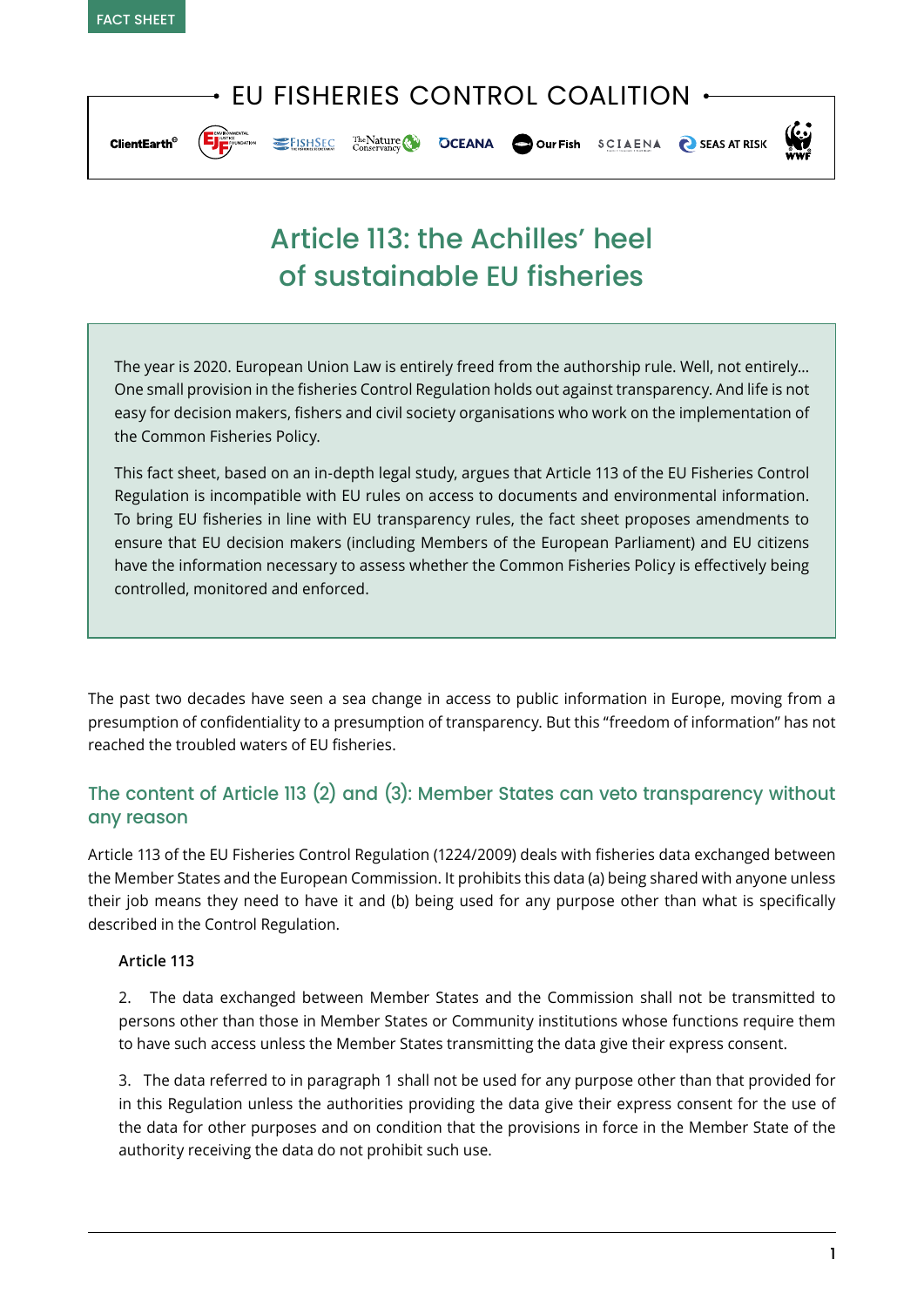FACT SHEET

EU FISHERIES CONTROL COALITION

ClientEarth · EJF · FishSec · The Nature Conservancy · Oceana · Our Fish · Sciaena · Seas At Risk · WWF

# Article 113: the Achilles' heel of sustainable EU fisheries

The year is 2020. European Union Law is entirely freed from the authorship rule. Well, not entirely... One small provision in the fisheries Control Regulation holds out against transparency. And life is not easy for decision makers, fishers and civil society organisations who work on the implementation of the Common Fisheries Policy.

This fact sheet, based on an in-depth legal study, argues that Article 113 of the EU Fisheries Control Regulation is incompatible with EU rules on access to documents and environmental information. To bring EU fisheries in line with EU transparency rules, the fact sheet proposes amendments to ensure that EU decision makers (including Members of the European Parliament) and EU citizens have the information necessary to assess whether the Common Fisheries Policy is effectively being controlled, monitored and enforced.

The past two decades have seen a sea change in access to public information in Europe, moving from a presumption of confidentiality to a presumption of transparency. But this "freedom of information" has not reached the troubled waters of EU fisheries.

## The content of Article 113 (2) and (3): Member States can veto transparency without any reason

Article 113 of the EU Fisheries Control Regulation (1224/2009) deals with fisheries data exchanged between the Member States and the European Commission. It prohibits this data (a) being shared with anyone unless their job means they need to have it and (b) being used for any purpose other than what is specifically described in the Control Regulation.

**Article 113**

2. The data exchanged between Member States and the Commission shall not be transmitted to persons other than those in Member States or Community institutions whose functions require them to have such access unless the Member States transmitting the data give their express consent.

3. The data referred to in paragraph 1 shall not be used for any purpose other than that provided for in this Regulation unless the authorities providing the data give their express consent for the use of the data for other purposes and on condition that the provisions in force in the Member State of the authority receiving the data do not prohibit such use.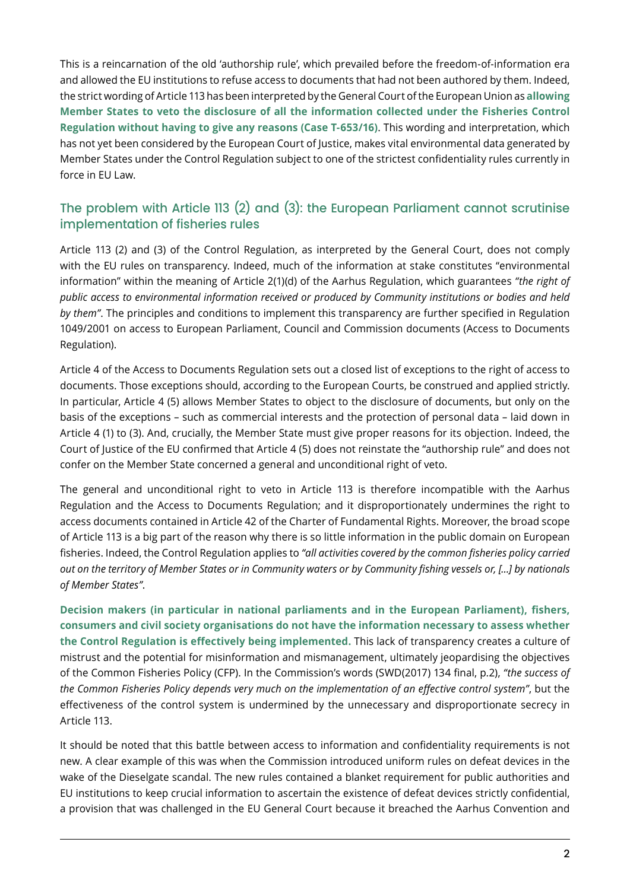This is a reincarnation of the old 'authorship rule', which prevailed before the freedom-of-information era and allowed the EU institutions to refuse access to documents that had not been authored by them. Indeed, the strict wording of Article 113 has been interpreted by the General Court of the European Union as **allowing Member States to veto the disclosure of all the information collected under the Fisheries Control Regulation without having to give any reasons (Case T-653/16)**. This wording and interpretation, which has not yet been considered by the European Court of Justice, makes vital environmental data generated by Member States under the Control Regulation subject to one of the strictest confidentiality rules currently in force in EU Law.

## The problem with Article 113 (2) and (3): the European Parliament cannot scrutinise implementation of fisheries rules

Article 113 (2) and (3) of the Control Regulation, as interpreted by the General Court, does not comply with the EU rules on transparency. Indeed, much of the information at stake constitutes "environmental information" within the meaning of Article 2(1)(d) of the Aarhus Regulation, which guarantees *"the right of public access to environmental information received or produced by Community institutions or bodies and held by them"*. The principles and conditions to implement this transparency are further specified in Regulation 1049/2001 on access to European Parliament, Council and Commission documents (Access to Documents Regulation).

Article 4 of the Access to Documents Regulation sets out a closed list of exceptions to the right of access to documents. Those exceptions should, according to the European Courts, be construed and applied strictly. In particular, Article 4 (5) allows Member States to object to the disclosure of documents, but only on the basis of the exceptions – such as commercial interests and the protection of personal data – laid down in Article 4 (1) to (3). And, crucially, the Member State must give proper reasons for its objection. Indeed, the Court of Justice of the EU confirmed that Article 4 (5) does not reinstate the "authorship rule" and does not confer on the Member State concerned a general and unconditional right of veto.

The general and unconditional right to veto in Article 113 is therefore incompatible with the Aarhus Regulation and the Access to Documents Regulation; and it disproportionately undermines the right to access documents contained in Article 42 of the Charter of Fundamental Rights. Moreover, the broad scope of Article 113 is a big part of the reason why there is so little information in the public domain on European fisheries. Indeed, the Control Regulation applies to *"all activities covered by the common fisheries policy carried out on the territory of Member States or in Community waters or by Community fishing vessels or, [...] by nationals of Member States"*.

**Decision makers (in particular in national parliaments and in the European Parliament), fishers, consumers and civil society organisations do not have the information necessary to assess whether the Control Regulation is effectively being implemented.** This lack of transparency creates a culture of mistrust and the potential for misinformation and mismanagement, ultimately jeopardising the objectives of the Common Fisheries Policy (CFP). In the Commission's words (SWD(2017) 134 final, p.2), *"the success of the Common Fisheries Policy depends very much on the implementation of an effective control system"*, but the effectiveness of the control system is undermined by the unnecessary and disproportionate secrecy in Article 113.

It should be noted that this battle between access to information and confidentiality requirements is not new. A clear example of this was when the Commission introduced uniform rules on defeat devices in the wake of the Dieselgate scandal. The new rules contained a blanket requirement for public authorities and EU institutions to keep crucial information to ascertain the existence of defeat devices strictly confidential, a provision that was challenged in the EU General Court because it breached the Aarhus Convention and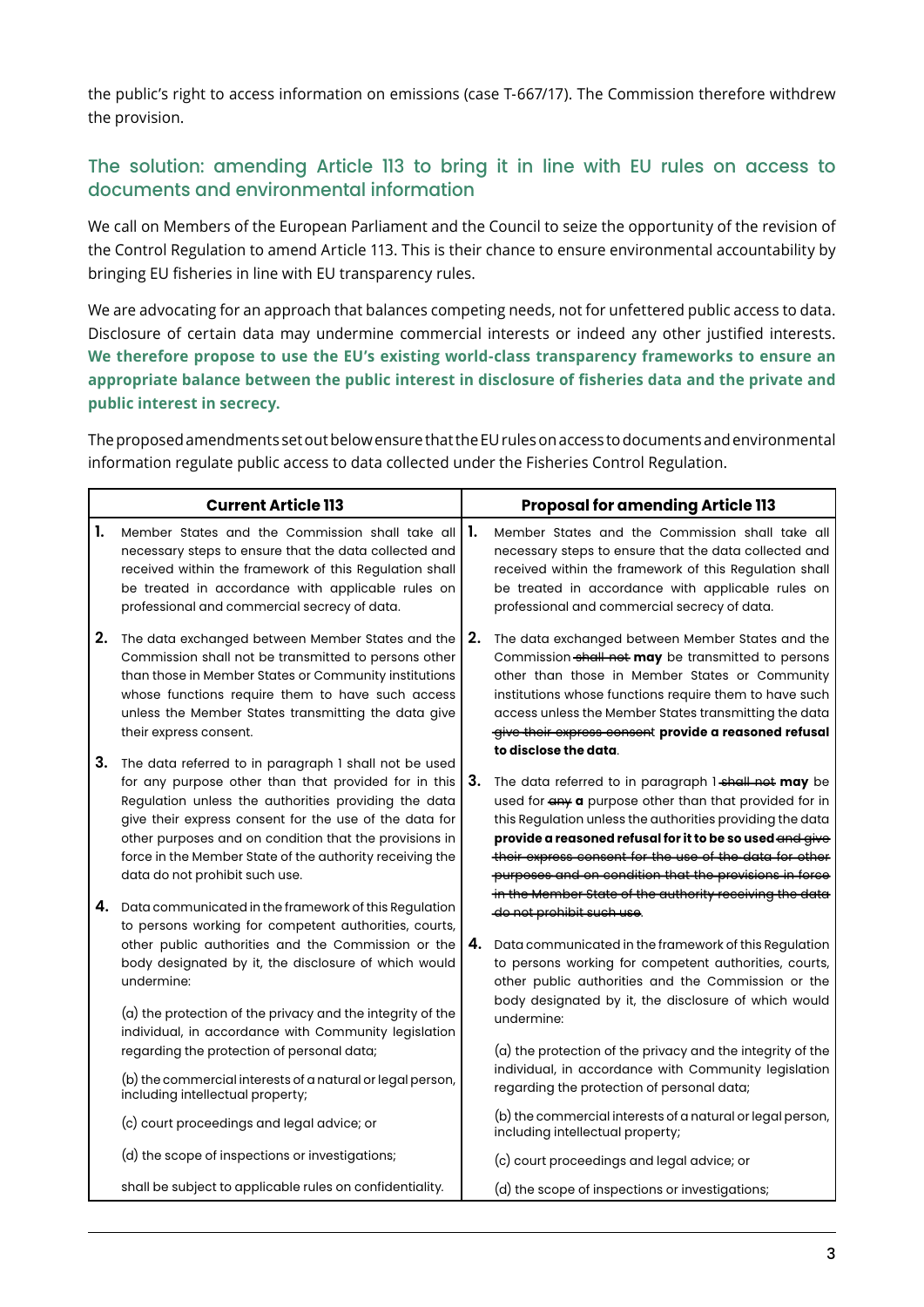the public's right to access information on emissions (case T-667/17). The Commission therefore withdrew the provision.

## The solution: amending Article 113 to bring it in line with EU rules on access to documents and environmental information

We call on Members of the European Parliament and the Council to seize the opportunity of the revision of the Control Regulation to amend Article 113. This is their chance to ensure environmental accountability by bringing EU fisheries in line with EU transparency rules.

We are advocating for an approach that balances competing needs, not for unfettered public access to data. Disclosure of certain data may undermine commercial interests or indeed any other justified interests. **We therefore propose to use the EU's existing world-class transparency frameworks to ensure an appropriate balance between the public interest in disclosure of fisheries data and the private and public interest in secrecy.**

The proposed amendments set out below ensure that the EU rules on access to documents and environmental information regulate public access to data collected under the Fisheries Control Regulation.

| Current Article 113 | Proposal for amending Article 113 |
|---|---|
| **1.** Member States and the Commission shall take all necessary steps to ensure that the data collected and received within the framework of this Regulation shall be treated in accordance with applicable rules on professional and commercial secrecy of data. | **1.** Member States and the Commission shall take all necessary steps to ensure that the data collected and received within the framework of this Regulation shall be treated in accordance with applicable rules on professional and commercial secrecy of data. |
| **2.** The data exchanged between Member States and the Commission shall not be transmitted to persons other than those in Member States or Community institutions whose functions require them to have such access unless the Member States transmitting the data give their express consent. | **2.** The data exchanged between Member States and the Commission ~~shall not~~ **may** be transmitted to persons other than those in Member States or Community institutions whose functions require them to have such access unless the Member States transmitting the data ~~give their express consent~~ **provide a reasoned refusal to disclose the data**. |
| **3.** The data referred to in paragraph 1 shall not be used for any purpose other than that provided for in this Regulation unless the authorities providing the data give their express consent for the use of the data for other purposes and on condition that the provisions in force in the Member State of the authority receiving the data do not prohibit such use. | **3.** The data referred to in paragraph 1 ~~shall not~~ **may** be used for ~~any~~ **a** purpose other than that provided for in this Regulation unless the authorities providing the data **provide a reasoned refusal for it to be so used** ~~and give their express consent for the use of the data for other purposes and on condition that the provisions in force in the Member State of the authority receiving the data do not prohibit such use~~. |
| **4.** Data communicated in the framework of this Regulation to persons working for competent authorities, courts, other public authorities and the Commission or the body designated by it, the disclosure of which would undermine:<br><br>(a) the protection of the privacy and the integrity of the individual, in accordance with Community legislation regarding the protection of personal data;<br><br>(b) the commercial interests of a natural or legal person, including intellectual property;<br><br>(c) court proceedings and legal advice; or<br><br>(d) the scope of inspections or investigations;<br><br>shall be subject to applicable rules on confidentiality. | **4.** Data communicated in the framework of this Regulation to persons working for competent authorities, courts, other public authorities and the Commission or the body designated by it, the disclosure of which would undermine:<br><br>(a) the protection of the privacy and the integrity of the individual, in accordance with Community legislation regarding the protection of personal data;<br><br>(b) the commercial interests of a natural or legal person, including intellectual property;<br><br>(c) court proceedings and legal advice; or<br><br>(d) the scope of inspections or investigations; |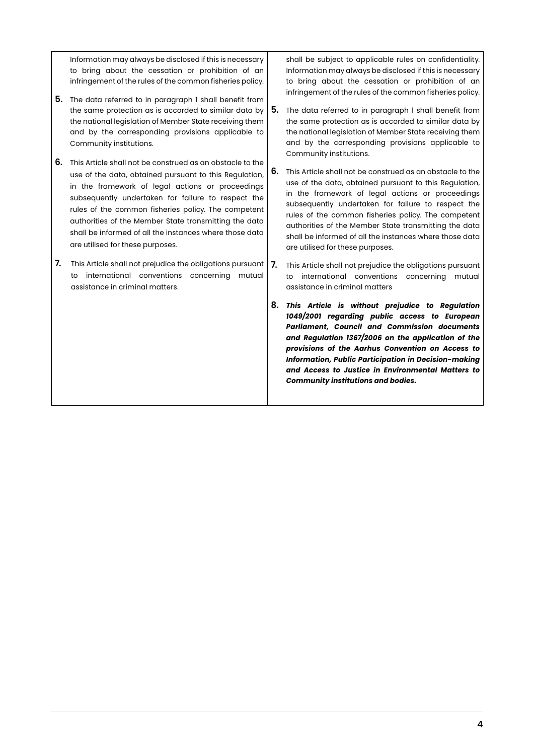| | |
|---|---|
| Information may always be disclosed if this is necessary to bring about the cessation or prohibition of an infringement of the rules of the common fisheries policy. | shall be subject to applicable rules on confidentiality. Information may always be disclosed if this is necessary to bring about the cessation or prohibition of an infringement of the rules of the common fisheries policy. |
| **5.** The data referred to in paragraph 1 shall benefit from the same protection as is accorded to similar data by the national legislation of Member State receiving them and by the corresponding provisions applicable to Community institutions. | **5.** The data referred to in paragraph 1 shall benefit from the same protection as is accorded to similar data by the national legislation of Member State receiving them and by the corresponding provisions applicable to Community institutions. |
| **6.** This Article shall not be construed as an obstacle to the use of the data, obtained pursuant to this Regulation, in the framework of legal actions or proceedings subsequently undertaken for failure to respect the rules of the common fisheries policy. The competent authorities of the Member State transmitting the data shall be informed of all the instances where those data are utilised for these purposes. | **6.** This Article shall not be construed as an obstacle to the use of the data, obtained pursuant to this Regulation, in the framework of legal actions or proceedings subsequently undertaken for failure to respect the rules of the common fisheries policy. The competent authorities of the Member State transmitting the data shall be informed of all the instances where those data are utilised for these purposes. |
| **7.** This Article shall not prejudice the obligations pursuant to international conventions concerning mutual assistance in criminal matters. | **7.** This Article shall not prejudice the obligations pursuant to international conventions concerning mutual assistance in criminal matters |
| | **8.** ***This Article is without prejudice to Regulation 1049/2001 regarding public access to European Parliament, Council and Commission documents and Regulation 1367/2006 on the application of the provisions of the Aarhus Convention on Access to Information, Public Participation in Decision-making and Access to Justice in Environmental Matters to Community institutions and bodies.*** |